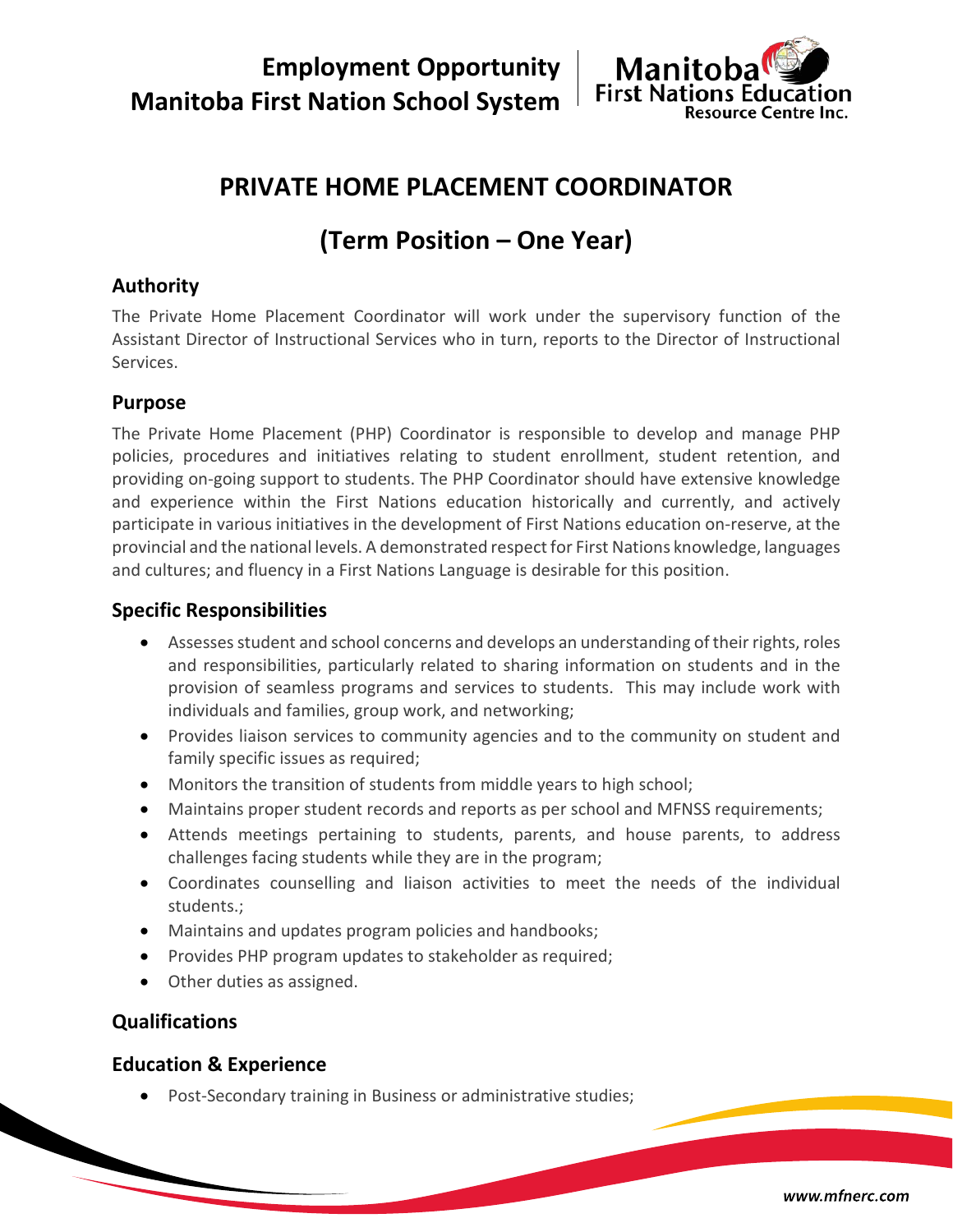**Employment Opportunity**
**Manitoba First Nation School System**

Manitoba First Nations Education Resource Centre Inc.

# PRIVATE HOME PLACEMENT COORDINATOR

## (Term Position – One Year)

### Authority

The Private Home Placement Coordinator will work under the supervisory function of the Assistant Director of Instructional Services who in turn, reports to the Director of Instructional Services.

### Purpose

The Private Home Placement (PHP) Coordinator is responsible to develop and manage PHP policies, procedures and initiatives relating to student enrollment, student retention, and providing on-going support to students. The PHP Coordinator should have extensive knowledge and experience within the First Nations education historically and currently, and actively participate in various initiatives in the development of First Nations education on-reserve, at the provincial and the national levels. A demonstrated respect for First Nations knowledge, languages and cultures; and fluency in a First Nations Language is desirable for this position.

### Specific Responsibilities

- Assesses student and school concerns and develops an understanding of their rights, roles and responsibilities, particularly related to sharing information on students and in the provision of seamless programs and services to students. This may include work with individuals and families, group work, and networking;
- Provides liaison services to community agencies and to the community on student and family specific issues as required;
- Monitors the transition of students from middle years to high school;
- Maintains proper student records and reports as per school and MFNSS requirements;
- Attends meetings pertaining to students, parents, and house parents, to address challenges facing students while they are in the program;
- Coordinates counselling and liaison activities to meet the needs of the individual students.;
- Maintains and updates program policies and handbooks;
- Provides PHP program updates to stakeholder as required;
- Other duties as assigned.

### Qualifications

### Education & Experience

- Post-Secondary training in Business or administrative studies;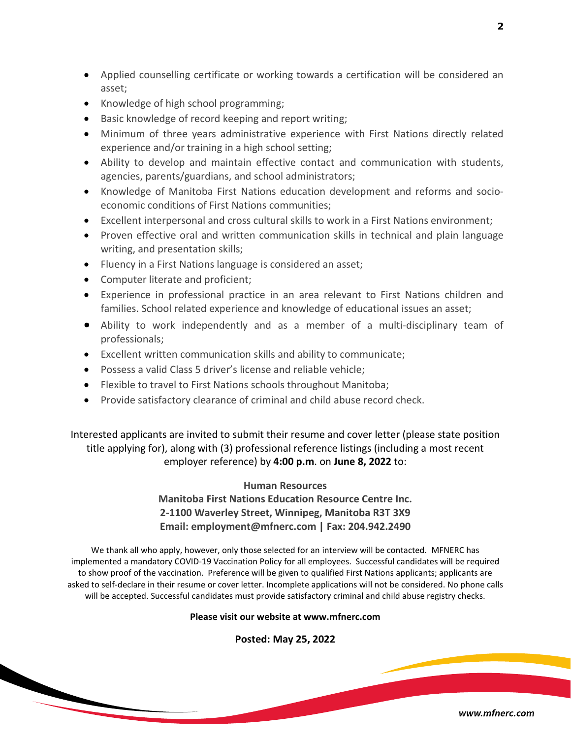- Applied counselling certificate or working towards a certification will be considered an asset;
- Knowledge of high school programming;
- Basic knowledge of record keeping and report writing;
- Minimum of three years administrative experience with First Nations directly related experience and/or training in a high school setting;
- Ability to develop and maintain effective contact and communication with students, agencies, parents/guardians, and school administrators;
- Knowledge of Manitoba First Nations education development and reforms and socio-economic conditions of First Nations communities;
- Excellent interpersonal and cross cultural skills to work in a First Nations environment;
- Proven effective oral and written communication skills in technical and plain language writing, and presentation skills;
- Fluency in a First Nations language is considered an asset;
- Computer literate and proficient;
- Experience in professional practice in an area relevant to First Nations children and families. School related experience and knowledge of educational issues an asset;
- Ability to work independently and as a member of a multi-disciplinary team of professionals;
- Excellent written communication skills and ability to communicate;
- Possess a valid Class 5 driver's license and reliable vehicle;
- Flexible to travel to First Nations schools throughout Manitoba;
- Provide satisfactory clearance of criminal and child abuse record check.

Interested applicants are invited to submit their resume and cover letter (please state position title applying for), along with (3) professional reference listings (including a most recent employer reference) by **4:00 p.m**. on **June 8, 2022** to:

**Human Resources**
**Manitoba First Nations Education Resource Centre Inc.**
**2-1100 Waverley Street, Winnipeg, Manitoba R3T 3X9**
**Email: employment@mfnerc.com | Fax: 204.942.2490**

We thank all who apply, however, only those selected for an interview will be contacted. MFNERC has implemented a mandatory COVID-19 Vaccination Policy for all employees. Successful candidates will be required to show proof of the vaccination. Preference will be given to qualified First Nations applicants; applicants are asked to self-declare in their resume or cover letter. Incomplete applications will not be considered. No phone calls will be accepted. Successful candidates must provide satisfactory criminal and child abuse registry checks.

**Please visit our website at www.mfnerc.com**

**Posted: May 25, 2022**